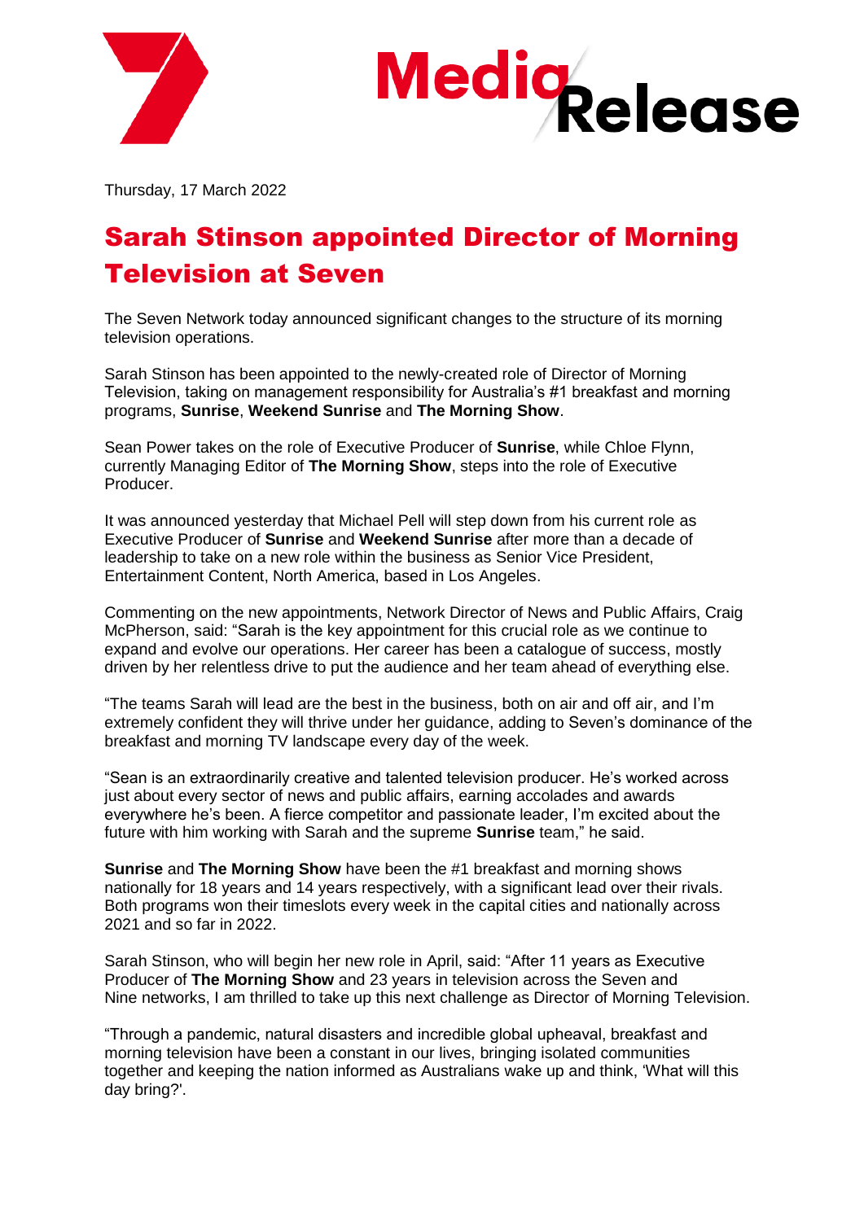Media Release

Thursday, 17 March 2022

# Sarah Stinson appointed Director of Morning Television at Seven

The Seven Network today announced significant changes to the structure of its morning television operations.

Sarah Stinson has been appointed to the newly-created role of Director of Morning Television, taking on management responsibility for Australia's #1 breakfast and morning programs, **Sunrise**, **Weekend Sunrise** and **The Morning Show**.

Sean Power takes on the role of Executive Producer of **Sunrise**, while Chloe Flynn, currently Managing Editor of **The Morning Show**, steps into the role of Executive Producer.

It was announced yesterday that Michael Pell will step down from his current role as Executive Producer of **Sunrise** and **Weekend Sunrise** after more than a decade of leadership to take on a new role within the business as Senior Vice President, Entertainment Content, North America, based in Los Angeles.

Commenting on the new appointments, Network Director of News and Public Affairs, Craig McPherson, said: "Sarah is the key appointment for this crucial role as we continue to expand and evolve our operations. Her career has been a catalogue of success, mostly driven by her relentless drive to put the audience and her team ahead of everything else.

"The teams Sarah will lead are the best in the business, both on air and off air, and I'm extremely confident they will thrive under her guidance, adding to Seven's dominance of the breakfast and morning TV landscape every day of the week.

"Sean is an extraordinarily creative and talented television producer. He's worked across just about every sector of news and public affairs, earning accolades and awards everywhere he's been. A fierce competitor and passionate leader, I'm excited about the future with him working with Sarah and the supreme **Sunrise** team," he said.

**Sunrise** and **The Morning Show** have been the #1 breakfast and morning shows nationally for 18 years and 14 years respectively, with a significant lead over their rivals. Both programs won their timeslots every week in the capital cities and nationally across 2021 and so far in 2022.

Sarah Stinson, who will begin her new role in April, said: "After 11 years as Executive Producer of **The Morning Show** and 23 years in television across the Seven and Nine networks, I am thrilled to take up this next challenge as Director of Morning Television.

"Through a pandemic, natural disasters and incredible global upheaval, breakfast and morning television have been a constant in our lives, bringing isolated communities together and keeping the nation informed as Australians wake up and think, 'What will this day bring?'.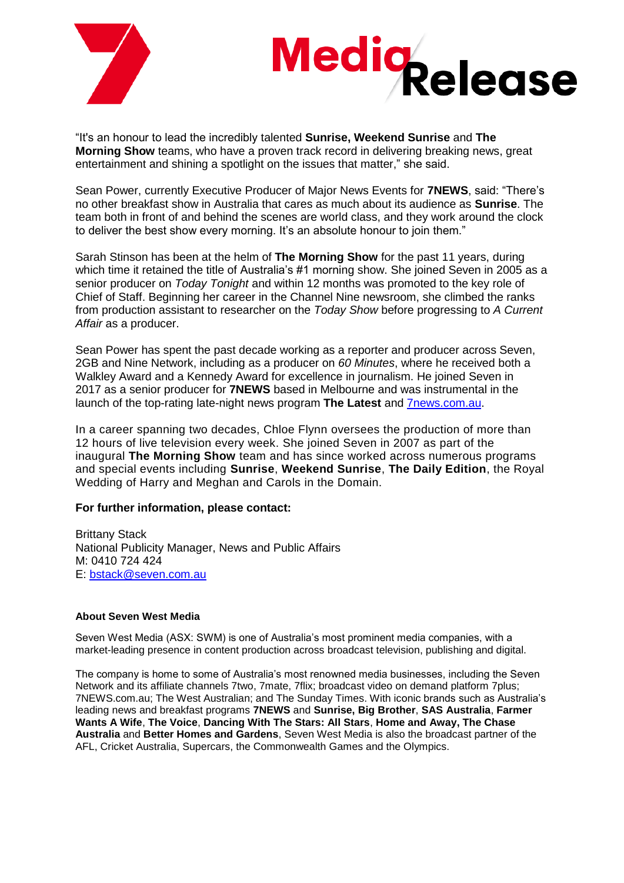"It's an honour to lead the incredibly talented **Sunrise, Weekend Sunrise** and **The Morning Show** teams, who have a proven track record in delivering breaking news, great entertainment and shining a spotlight on the issues that matter," she said.

Sean Power, currently Executive Producer of Major News Events for **7NEWS**, said: "There's no other breakfast show in Australia that cares as much about its audience as **Sunrise**. The team both in front of and behind the scenes are world class, and they work around the clock to deliver the best show every morning. It's an absolute honour to join them."

Sarah Stinson has been at the helm of **The Morning Show** for the past 11 years, during which time it retained the title of Australia's #1 morning show. She joined Seven in 2005 as a senior producer on *Today Tonight* and within 12 months was promoted to the key role of Chief of Staff. Beginning her career in the Channel Nine newsroom, she climbed the ranks from production assistant to researcher on the *Today Show* before progressing to *A Current Affair* as a producer.

Sean Power has spent the past decade working as a reporter and producer across Seven, 2GB and Nine Network, including as a producer on *60 Minutes*, where he received both a Walkley Award and a Kennedy Award for excellence in journalism. He joined Seven in 2017 as a senior producer for **7NEWS** based in Melbourne and was instrumental in the launch of the top-rating late-night news program **The Latest** and 7news.com.au.

In a career spanning two decades, Chloe Flynn oversees the production of more than 12 hours of live television every week. She joined Seven in 2007 as part of the inaugural **The Morning Show** team and has since worked across numerous programs and special events including **Sunrise**, **Weekend Sunrise**, **The Daily Edition**, the Royal Wedding of Harry and Meghan and Carols in the Domain.

**For further information, please contact:**

Brittany Stack
National Publicity Manager, News and Public Affairs
M: 0410 724 424
E: bstack@seven.com.au

#### About Seven West Media

Seven West Media (ASX: SWM) is one of Australia's most prominent media companies, with a market-leading presence in content production across broadcast television, publishing and digital.

The company is home to some of Australia's most renowned media businesses, including the Seven Network and its affiliate channels 7two, 7mate, 7flix; broadcast video on demand platform 7plus; 7NEWS.com.au; The West Australian; and The Sunday Times. With iconic brands such as Australia's leading news and breakfast programs **7NEWS** and **Sunrise, Big Brother**, **SAS Australia**, **Farmer Wants A Wife**, **The Voice**, **Dancing With The Stars: All Stars**, **Home and Away, The Chase Australia** and **Better Homes and Gardens**, Seven West Media is also the broadcast partner of the AFL, Cricket Australia, Supercars, the Commonwealth Games and the Olympics.